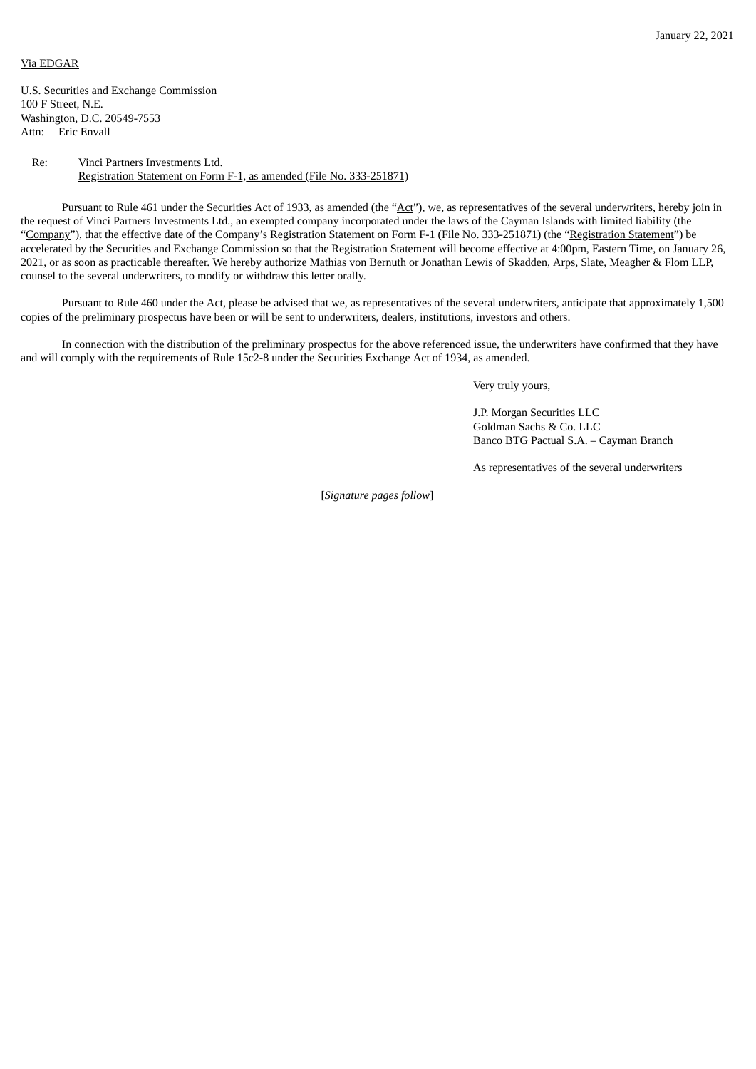January 22, 2021

Via EDGAR

U.S. Securities and Exchange Commission
100 F Street, N.E.
Washington, D.C. 20549-7553
Attn: Eric Envall

Re: Vinci Partners Investments Ltd.
Registration Statement on Form F-1, as amended (File No. 333-251871)

Pursuant to Rule 461 under the Securities Act of 1933, as amended (the "Act"), we, as representatives of the several underwriters, hereby join in the request of Vinci Partners Investments Ltd., an exempted company incorporated under the laws of the Cayman Islands with limited liability (the "Company"), that the effective date of the Company's Registration Statement on Form F-1 (File No. 333-251871) (the "Registration Statement") be accelerated by the Securities and Exchange Commission so that the Registration Statement will become effective at 4:00pm, Eastern Time, on January 26, 2021, or as soon as practicable thereafter. We hereby authorize Mathias von Bernuth or Jonathan Lewis of Skadden, Arps, Slate, Meagher & Flom LLP, counsel to the several underwriters, to modify or withdraw this letter orally.

Pursuant to Rule 460 under the Act, please be advised that we, as representatives of the several underwriters, anticipate that approximately 1,500 copies of the preliminary prospectus have been or will be sent to underwriters, dealers, institutions, investors and others.

In connection with the distribution of the preliminary prospectus for the above referenced issue, the underwriters have confirmed that they have and will comply with the requirements of Rule 15c2-8 under the Securities Exchange Act of 1934, as amended.

Very truly yours,

J.P. Morgan Securities LLC
Goldman Sachs & Co. LLC
Banco BTG Pactual S.A. – Cayman Branch

As representatives of the several underwriters

[*Signature pages follow*]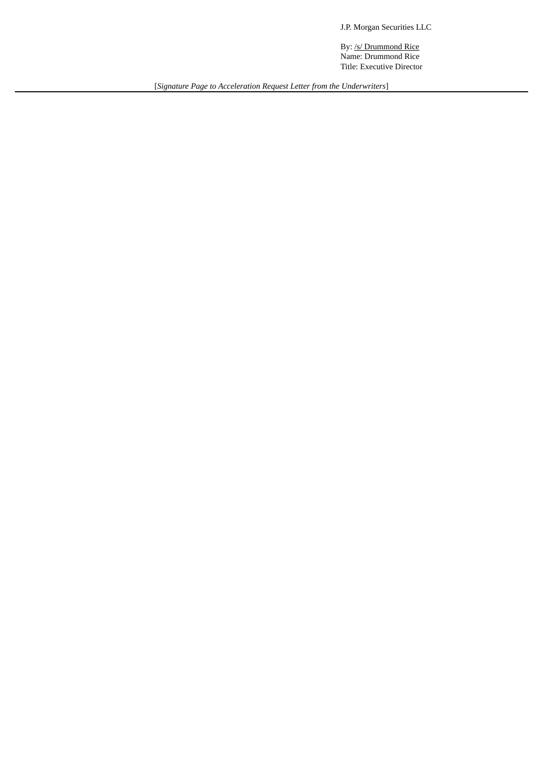J.P. Morgan Securities LLC

By: /s/ Drummond Rice
Name: Drummond Rice
Title: Executive Director

[*Signature Page to Acceleration Request Letter from the Underwriters*]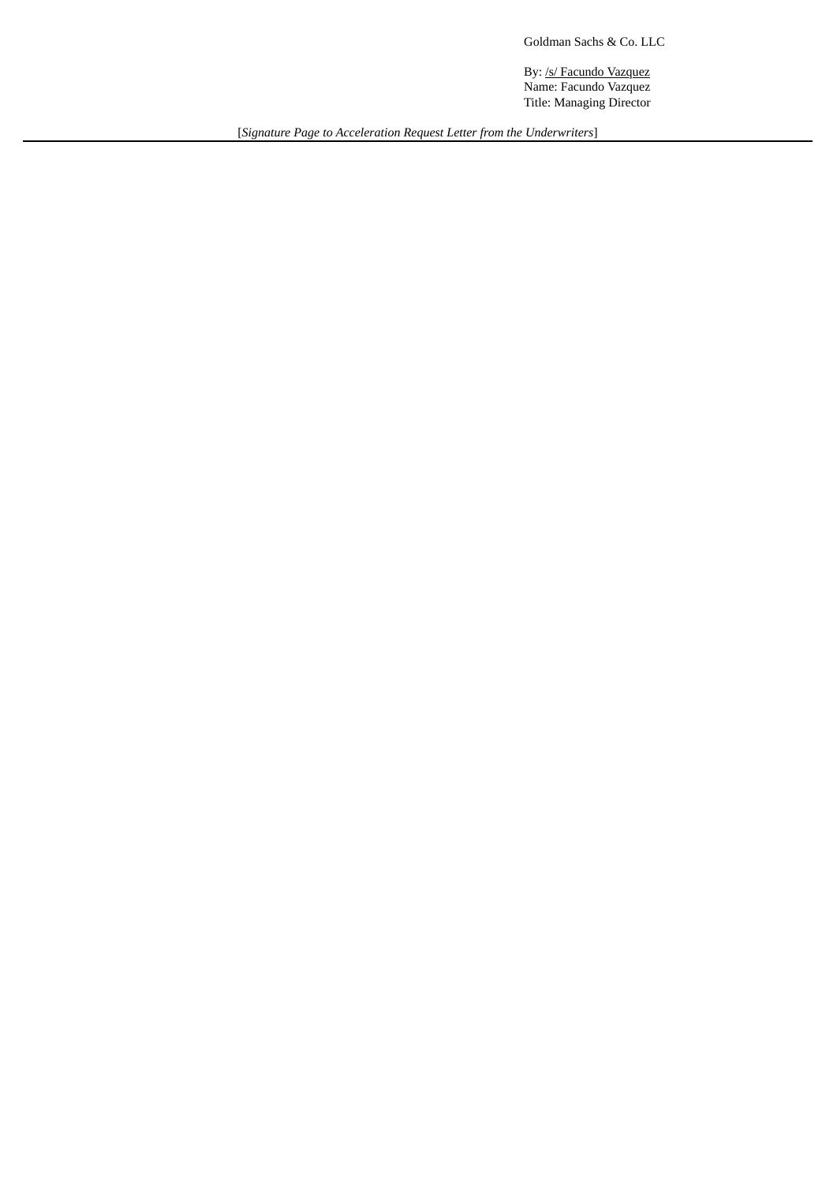Goldman Sachs & Co. LLC

By: /s/ Facundo Vazquez
Name: Facundo Vazquez
Title: Managing Director

[*Signature Page to Acceleration Request Letter from the Underwriters*]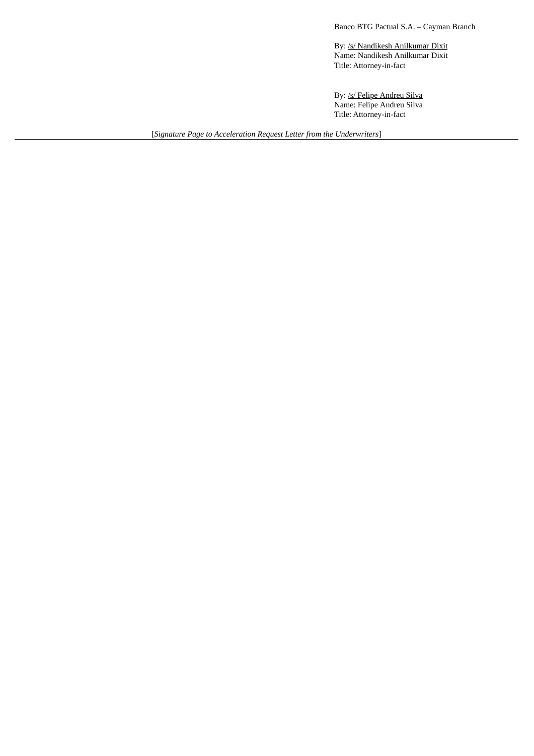Banco BTG Pactual S.A. – Cayman Branch

By: /s/ Nandikesh Anilkumar Dixit
Name: Nandikesh Anilkumar Dixit
Title: Attorney-in-fact

By: /s/ Felipe Andreu Silva
Name: Felipe Andreu Silva
Title: Attorney-in-fact

[*Signature Page to Acceleration Request Letter from the Underwriters*]